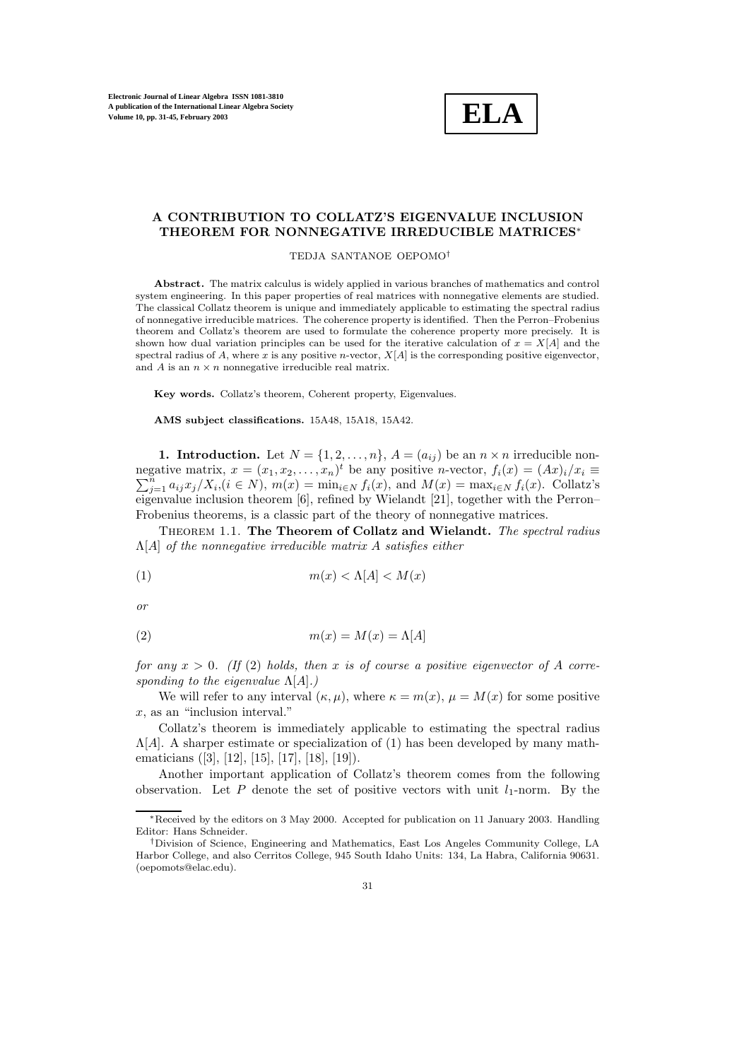# A CONTRIBUTION TO COLLATZ'S EIGENVALUE INCLUSION THEOREM FOR NONNEGATIVE IRREDUCIBLE MATRICES*

TEDJA SANTANOE OEPOMO†

**Abstract.** The matrix calculus is widely applied in various branches of mathematics and control system engineering. In this paper properties of real matrices with nonnegative elements are studied. The classical Collatz theorem is unique and immediately applicable to estimating the spectral radius of nonnegative irreducible matrices. The coherence property is identified. Then the Perron–Frobenius theorem and Collatz's theorem are used to formulate the coherence property more precisely. It is shown how dual variation principles can be used for the iterative calculation of $x = X[A]$ and the spectral radius of $A$, where $x$ is any positive $n$-vector, $X[A]$ is the corresponding positive eigenvector, and $A$ is an $n \times n$ nonnegative irreducible real matrix.

**Key words.** Collatz's theorem, Coherent property, Eigenvalues.

**AMS subject classifications.** 15A48, 15A18, 15A42.

**1. Introduction.** Let $N = \{1, 2, \ldots, n\}$, $A = (a_{ij})$ be an $n \times n$ irreducible nonnegative matrix, $x = (x_1, x_2, \ldots, x_n)^t$ be any positive $n$-vector, $f_i(x) = (Ax)_i/x_i \equiv \sum_{j=1}^{n} a_{ij}x_j/X_i$,$(i \in N)$, $m(x) = \min_{i\in N} f_i(x)$, and $M(x) = \max_{i\in N} f_i(x)$. Collatz's eigenvalue inclusion theorem [6], refined by Wielandt [21], together with the Perron–Frobenius theorems, is a classic part of the theory of nonnegative matrices.

THEOREM 1.1. **The Theorem of Collatz and Wielandt.** *The spectral radius $\Lambda[A]$ of the nonnegative irreducible matrix $A$ satisfies either*

$$m(x) < \Lambda[A] < M(x) \tag{1}$$

*or*

$$m(x) = M(x) = \Lambda[A] \tag{2}$$

*for any $x > 0$. (If (2) holds, then $x$ is of course a positive eigenvector of $A$ corresponding to the eigenvalue $\Lambda[A]$.)*

We will refer to any interval $(\kappa, \mu)$, where $\kappa = m(x)$, $\mu = M(x)$ for some positive $x$, as an "inclusion interval."

Collatz's theorem is immediately applicable to estimating the spectral radius $\Lambda[A]$. A sharper estimate or specialization of (1) has been developed by many mathematicians ([3], [12], [15], [17], [18], [19]).

Another important application of Collatz's theorem comes from the following observation. Let $P$ denote the set of positive vectors with unit $l_1$-norm. By the

---

*Received by the editors on 3 May 2000. Accepted for publication on 11 January 2003. Handling Editor: Hans Schneider.

†Division of Science, Engineering and Mathematics, East Los Angeles Community College, LA Harbor College, and also Cerritos College, 945 South Idaho Units: 134, La Habra, California 90631. (oepomots@elac.edu).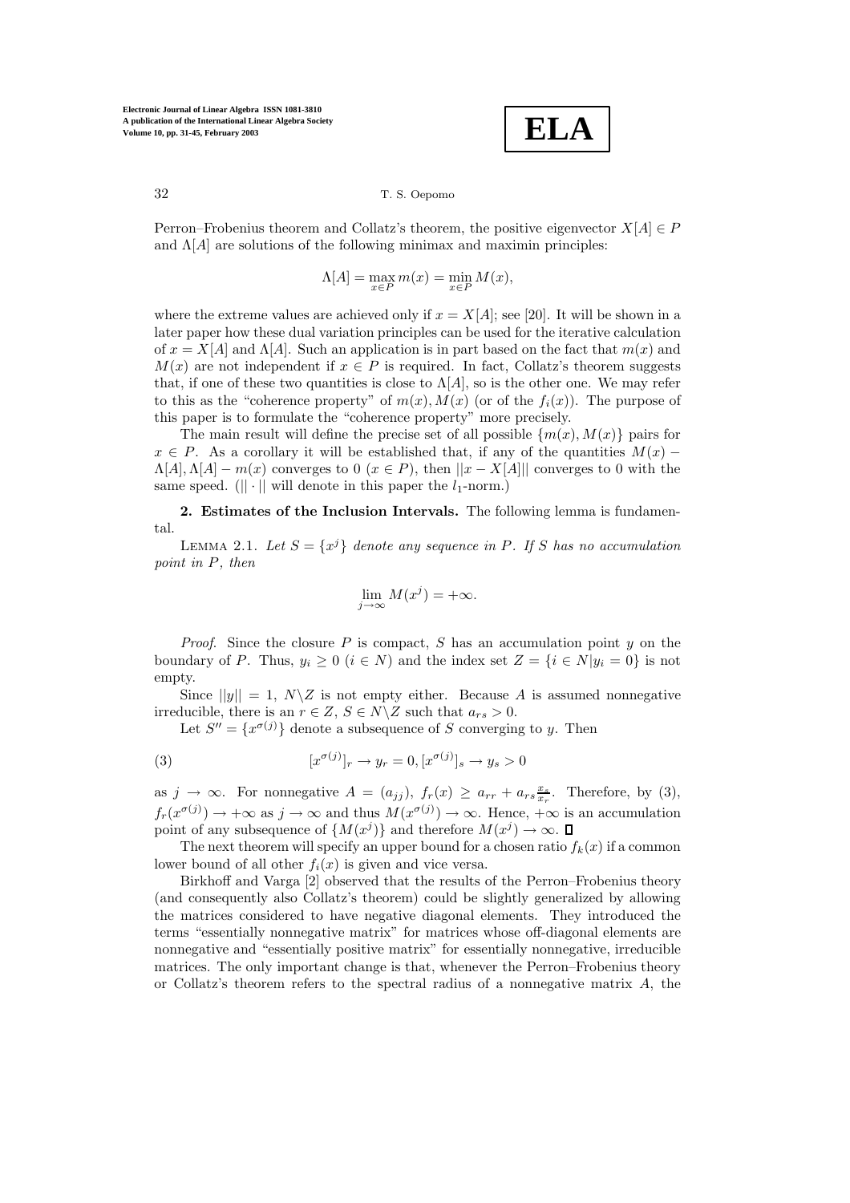Perron–Frobenius theorem and Collatz's theorem, the positive eigenvector $X[A] \in P$ and $\Lambda[A]$ are solutions of the following minimax and maximin principles:

$$\Lambda[A] = \max_{x \in P} m(x) = \min_{x \in P} M(x),$$

where the extreme values are achieved only if $x = X[A]$; see [20]. It will be shown in a later paper how these dual variation principles can be used for the iterative calculation of $x = X[A]$ and $\Lambda[A]$. Such an application is in part based on the fact that $m(x)$ and $M(x)$ are not independent if $x \in P$ is required. In fact, Collatz's theorem suggests that, if one of these two quantities is close to $\Lambda[A]$, so is the other one. We may refer to this as the "coherence property" of $m(x), M(x)$ (or of the $f_i(x)$). The purpose of this paper is to formulate the "coherence property" more precisely.

The main result will define the precise set of all possible $\{m(x), M(x)\}$ pairs for $x \in P$. As a corollary it will be established that, if any of the quantities $M(x) - \Lambda[A], \Lambda[A] - m(x)$ converges to 0 ($x \in P$), then $||x - X[A]||$ converges to 0 with the same speed. ($||\cdot||$ will denote in this paper the $l_1$-norm.)

**2. Estimates of the Inclusion Intervals.** The following lemma is fundamental.

LEMMA 2.1. *Let $S = \{x^j\}$ denote any sequence in $P$. If $S$ has no accumulation point in $P$, then*

$$\lim_{j \to \infty} M(x^j) = +\infty.$$

*Proof.* Since the closure $P$ is compact, $S$ has an accumulation point $y$ on the boundary of $P$. Thus, $y_i \geq 0$ ($i \in N$) and the index set $Z = \{i \in N | y_i = 0\}$ is not empty.

Since $||y|| = 1$, $N \backslash Z$ is not empty either. Because $A$ is assumed nonnegative irreducible, there is an $r \in Z$, $S \in N \backslash Z$ such that $a_{rs} > 0$.

Let $S'' = \{x^{\sigma(j)}\}$ denote a subsequence of $S$ converging to $y$. Then

$$[x^{\sigma(j)}]_r \to y_r = 0, [x^{\sigma(j)}]_s \to y_s > 0 \tag{3}$$

as $j \to \infty$. For nonnegative $A = (a_{jj})$, $f_r(x) \geq a_{rr} + a_{rs}\frac{x_s}{x_r}$. Therefore, by (3), $f_r(x^{\sigma(j)}) \to +\infty$ as $j \to \infty$ and thus $M(x^{\sigma(j)}) \to \infty$. Hence, $+\infty$ is an accumulation point of any subsequence of $\{M(x^j)\}$ and therefore $M(x^j) \to \infty$. ∎

The next theorem will specify an upper bound for a chosen ratio $f_k(x)$ if a common lower bound of all other $f_i(x)$ is given and vice versa.

Birkhoff and Varga [2] observed that the results of the Perron–Frobenius theory (and consequently also Collatz's theorem) could be slightly generalized by allowing the matrices considered to have negative diagonal elements. They introduced the terms "essentially nonnegative matrix" for matrices whose off-diagonal elements are nonnegative and "essentially positive matrix" for essentially nonnegative, irreducible matrices. The only important change is that, whenever the Perron–Frobenius theory or Collatz's theorem refers to the spectral radius of a nonnegative matrix $A$, the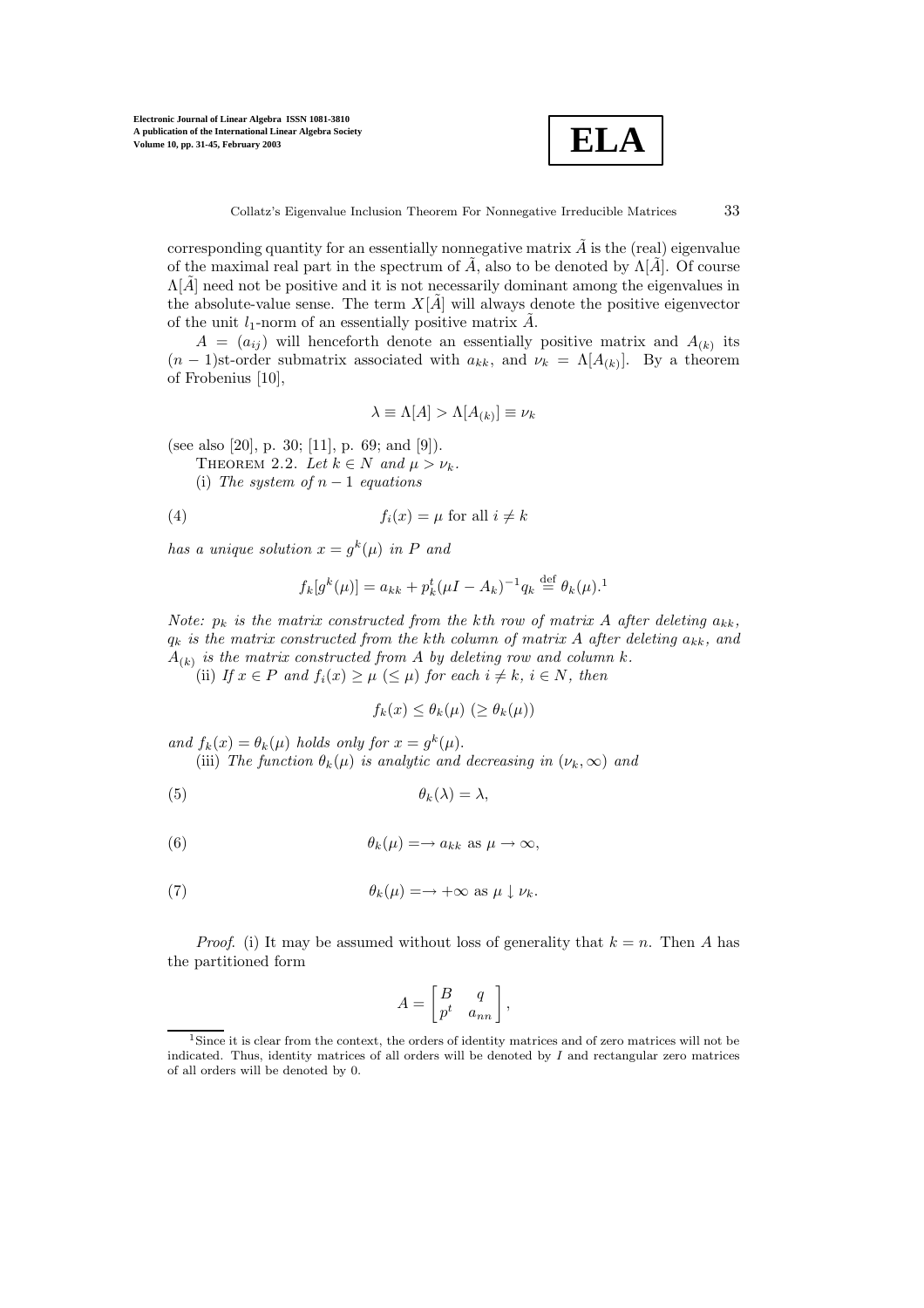corresponding quantity for an essentially nonnegative matrix $\tilde{A}$ is the (real) eigenvalue of the maximal real part in the spectrum of $\tilde{A}$, also to be denoted by $\Lambda[\tilde{A}]$. Of course $\Lambda[\tilde{A}]$ need not be positive and it is not necessarily dominant among the eigenvalues in the absolute-value sense. The term $X[\tilde{A}]$ will always denote the positive eigenvector of the unit $l_1$-norm of an essentially positive matrix $\tilde{A}$.

$A = (a_{ij})$ will henceforth denote an essentially positive matrix and $A_{(k)}$ its $(n-1)$st-order submatrix associated with $a_{kk}$, and $\nu_k = \Lambda[A_{(k)}]$. By a theorem of Frobenius [10],

$$\lambda \equiv \Lambda[A] > \Lambda[A_{(k)}] \equiv \nu_k$$

(see also [20], p. 30; [11], p. 69; and [9]).

THEOREM 2.2. *Let $k \in N$ and $\mu > \nu_k$.*

(i) *The system of $n-1$ equations*

$$f_i(x) = \mu \text{ for all } i \neq k \tag{4}$$

*has a unique solution $x = g^k(\mu)$ in $P$ and*

$$f_k[g^k(\mu)] = a_{kk} + p_k^t(\mu I - A_k)^{-1}q_k \stackrel{\text{def}}{=} \theta_k(\mu).[1]$$

*Note: $p_k$ is the matrix constructed from the kth row of matrix $A$ after deleting $a_{kk}$, $q_k$ is the matrix constructed from the kth column of matrix $A$ after deleting $a_{kk}$, and $A_{(k)}$ is the matrix constructed from $A$ by deleting row and column $k$.*

(ii) *If $x \in P$ and $f_i(x) \geq \mu$ $(\leq \mu)$ for each $i \neq k$, $i \in N$, then*

$$f_k(x) \leq \theta_k(\mu) \ (\geq \theta_k(\mu))$$

*and $f_k(x) = \theta_k(\mu)$ holds only for $x = g^k(\mu)$.*

(iii) *The function $\theta_k(\mu)$ is analytic and decreasing in $(\nu_k, \infty)$ and*

$$\theta_k(\lambda) = \lambda, \tag{5}$$

$$\theta_k(\mu) = \rightarrow a_{kk} \text{ as } \mu \rightarrow \infty, \tag{6}$$

$$\theta_k(\mu) = \rightarrow +\infty \text{ as } \mu \downarrow \nu_k. \tag{7}$$

*Proof.* (i) It may be assumed without loss of generality that $k = n$. Then $A$ has the partitioned form

$$A = \begin{bmatrix} B & q \\ p^t & a_{nn} \end{bmatrix},$$

[1] Since it is clear from the context, the orders of identity matrices and of zero matrices will not be indicated. Thus, identity matrices of all orders will be denoted by $I$ and rectangular zero matrices of all orders will be denoted by 0.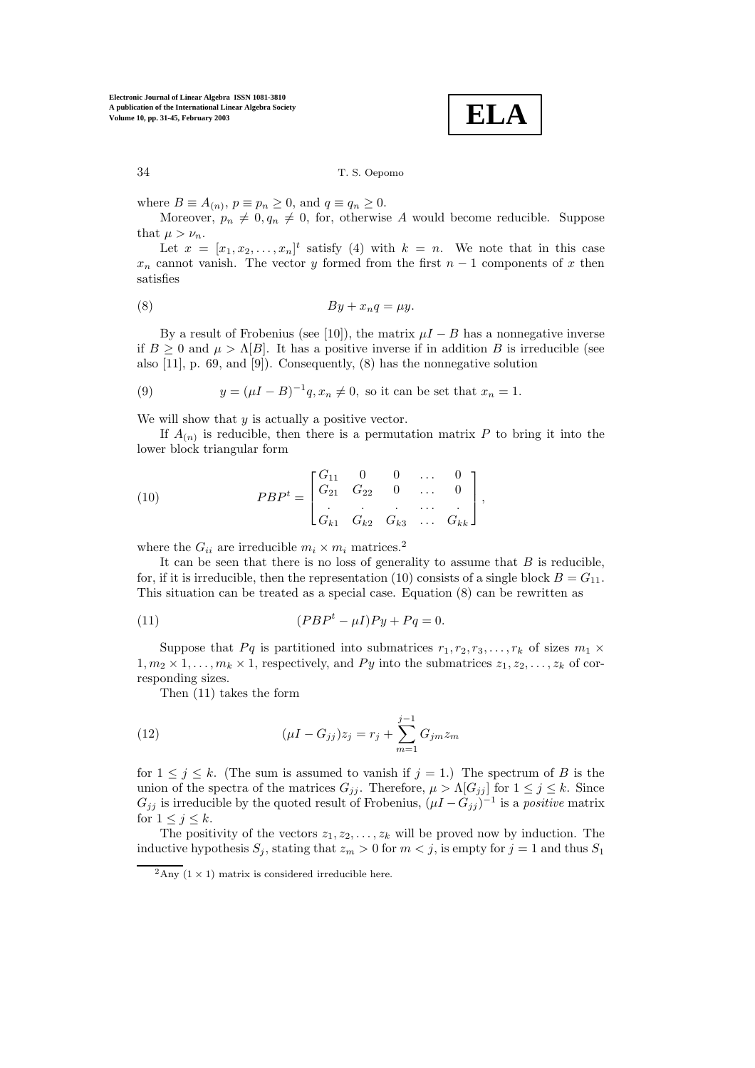where $B \equiv A_{(n)}$, $p \equiv p_n \geq 0$, and $q \equiv q_n \geq 0$.

Moreover, $p_n \neq 0, q_n \neq 0$, for, otherwise $A$ would become reducible. Suppose that $\mu > \nu_n$.

Let $x = [x_1, x_2, \ldots, x_n]^t$ satisfy (4) with $k = n$. We note that in this case $x_n$ cannot vanish. The vector $y$ formed from the first $n-1$ components of $x$ then satisfies

$$By + x_n q = \mu y. \tag{8}$$

By a result of Frobenius (see [10]), the matrix $\mu I - B$ has a nonnegative inverse if $B \geq 0$ and $\mu > \Lambda[B]$. It has a positive inverse if in addition $B$ is irreducible (see also [11], p. 69, and [9]). Consequently, (8) has the nonnegative solution

$$y = (\mu I - B)^{-1} q, x_n \neq 0, \text{ so it can be set that } x_n = 1. \tag{9}$$

We will show that $y$ is actually a positive vector.

If $A_{(n)}$ is reducible, then there is a permutation matrix $P$ to bring it into the lower block triangular form

$$PBP^t = \begin{bmatrix} G_{11} & 0 & 0 & \ldots & 0 \\ G_{21} & G_{22} & 0 & \ldots & 0 \\ . & . & . & \ldots & . \\ G_{k1} & G_{k2} & G_{k3} & \ldots & G_{kk} \end{bmatrix}, \tag{10}$$

where the $G_{ii}$ are irreducible $m_i \times m_i$ matrices.[2]

It can be seen that there is no loss of generality to assume that $B$ is reducible, for, if it is irreducible, then the representation (10) consists of a single block $B = G_{11}$. This situation can be treated as a special case. Equation (8) can be rewritten as

$$(PBP^t - \mu I)Py + Pq = 0. \tag{11}$$

Suppose that $Pq$ is partitioned into submatrices $r_1, r_2, r_3, \ldots, r_k$ of sizes $m_1 \times 1, m_2 \times 1, \ldots, m_k \times 1$, respectively, and $Py$ into the submatrices $z_1, z_2, \ldots, z_k$ of corresponding sizes.

Then (11) takes the form

$$(\mu I - G_{jj})z_j = r_j + \sum_{m=1}^{j-1} G_{jm} z_m \tag{12}$$

for $1 \leq j \leq k$. (The sum is assumed to vanish if $j = 1$.) The spectrum of $B$ is the union of the spectra of the matrices $G_{jj}$. Therefore, $\mu > \Lambda[G_{jj}]$ for $1 \leq j \leq k$. Since $G_{jj}$ is irreducible by the quoted result of Frobenius, $(\mu I - G_{jj})^{-1}$ is a *positive* matrix for $1 \leq j \leq k$.

The positivity of the vectors $z_1, z_2, \ldots, z_k$ will be proved now by induction. The inductive hypothesis $S_j$, stating that $z_m > 0$ for $m < j$, is empty for $j = 1$ and thus $S_1$

[2] Any $(1 \times 1)$ matrix is considered irreducible here.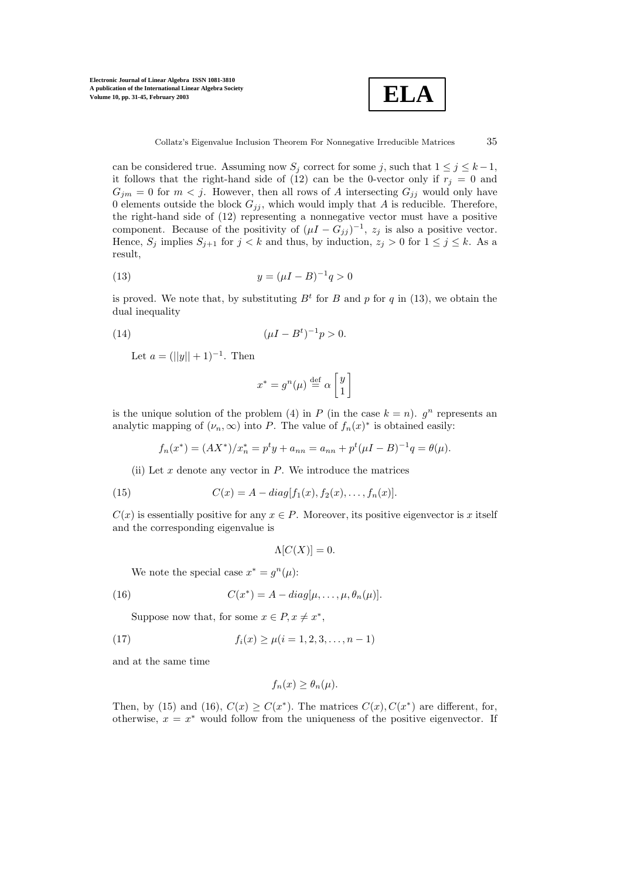can be considered true. Assuming now $S_j$ correct for some $j$, such that $1 \leq j \leq k-1$, it follows that the right-hand side of (12) can be the 0-vector only if $r_j = 0$ and $G_{jm} = 0$ for $m < j$. However, then all rows of $A$ intersecting $G_{jj}$ would only have 0 elements outside the block $G_{jj}$, which would imply that $A$ is reducible. Therefore, the right-hand side of (12) representing a nonnegative vector must have a positive component. Because of the positivity of $(\mu I - G_{jj})^{-1}$, $z_j$ is also a positive vector. Hence, $S_j$ implies $S_{j+1}$ for $j < k$ and thus, by induction, $z_j > 0$ for $1 \leq j \leq k$. As a result,

$$y = (\mu I - B)^{-1} q > 0 \tag{13}$$

is proved. We note that, by substituting $B^t$ for $B$ and $p$ for $q$ in (13), we obtain the dual inequality

$$(\mu I - B^t)^{-1} p > 0. \tag{14}$$

Let $a = (||y|| + 1)^{-1}$. Then

$$x^* = g^n(\mu) \overset{\text{def}}{=} \alpha \begin{bmatrix} y \\ 1 \end{bmatrix}$$

is the unique solution of the problem (4) in $P$ (in the case $k = n$). $g^n$ represents an analytic mapping of $(\nu_n, \infty)$ into $P$. The value of $f_n(x)^*$ is obtained easily:

$$f_n(x^*) = (AX^*)/x_n^* = p^t y + a_{nn} = a_{nn} + p^t(\mu I - B)^{-1} q = \theta(\mu).$$

(ii) Let $x$ denote any vector in $P$. We introduce the matrices

$$C(x) = A - diag[f_1(x), f_2(x), \ldots, f_n(x)]. \tag{15}$$

$C(x)$ is essentially positive for any $x \in P$. Moreover, its positive eigenvector is $x$ itself and the corresponding eigenvalue is

$$\Lambda[C(X)] = 0.$$

We note the special case $x^* = g^n(\mu)$:

$$C(x^*) = A - diag[\mu, \ldots, \mu, \theta_n(\mu)]. \tag{16}$$

Suppose now that, for some $x \in P, x \neq x^*$,

$$f_i(x) \geq \mu (i = 1, 2, 3, \ldots, n-1) \tag{17}$$

and at the same time

$$f_n(x) \geq \theta_n(\mu).$$

Then, by (15) and (16), $C(x) \geq C(x^*)$. The matrices $C(x), C(x^*)$ are different, for, otherwise, $x = x^*$ would follow from the uniqueness of the positive eigenvector. If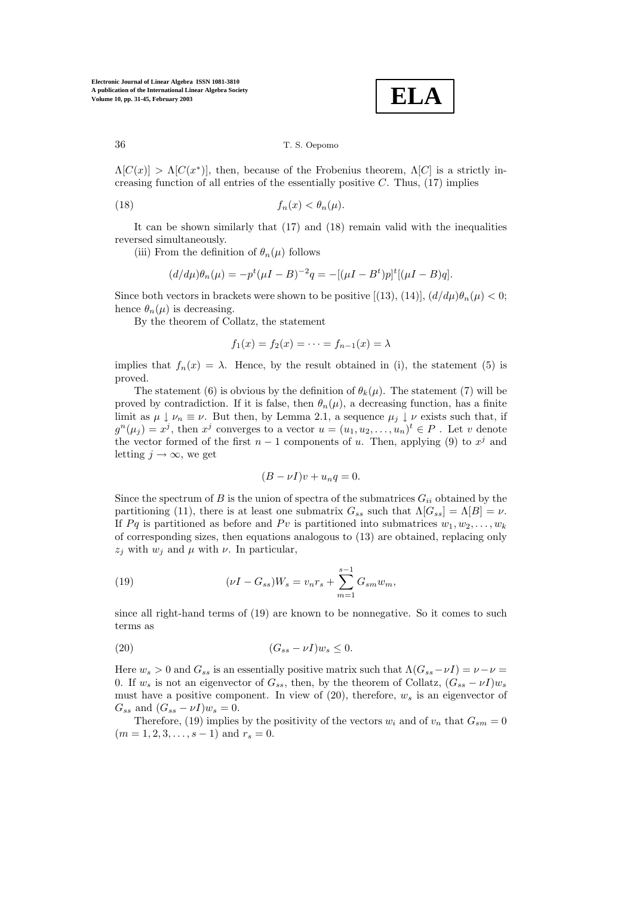$\Lambda[C(x)] > \Lambda[C(x^*)]$, then, because of the Frobenius theorem, $\Lambda[C]$ is a strictly increasing function of all entries of the essentially positive $C$. Thus, (17) implies

$$f_n(x) < \theta_n(\mu). \tag{18}$$

It can be shown similarly that (17) and (18) remain valid with the inequalities reversed simultaneously.

(iii) From the definition of $\theta_n(\mu)$ follows

$$(d/d\mu)\theta_n(\mu) = -p^t(\mu I - B)^{-2}q = -[(\mu I - B^t)p]^t[(\mu I - B)q].$$

Since both vectors in brackets were shown to be positive [(13), (14)], $(d/d\mu)\theta_n(\mu) < 0$; hence $\theta_n(\mu)$ is decreasing.

By the theorem of Collatz, the statement

$$f_1(x) = f_2(x) = \cdots = f_{n-1}(x) = \lambda$$

implies that $f_n(x) = \lambda$. Hence, by the result obtained in (i), the statement (5) is proved.

The statement (6) is obvious by the definition of $\theta_k(\mu)$. The statement (7) will be proved by contradiction. If it is false, then $\theta_n(\mu)$, a decreasing function, has a finite limit as $\mu \downarrow \nu_n \equiv \nu$. But then, by Lemma 2.1, a sequence $\mu_j \downarrow \nu$ exists such that, if $g^n(\mu_j) = x^j$, then $x^j$ converges to a vector $u = (u_1, u_2, \ldots, u_n)^t \in P$ . Let $v$ denote the vector formed of the first $n-1$ components of $u$. Then, applying (9) to $x^j$ and letting $j \to \infty$, we get

$$(B - \nu I)v + u_n q = 0.$$

Since the spectrum of $B$ is the union of spectra of the submatrices $G_{ii}$ obtained by the partitioning (11), there is at least one submatrix $G_{ss}$ such that $\Lambda[G_{ss}] = \Lambda[B] = \nu$. If $Pq$ is partitioned as before and $Pv$ is partitioned into submatrices $w_1, w_2, \ldots, w_k$ of corresponding sizes, then equations analogous to (13) are obtained, replacing only $z_j$ with $w_j$ and $\mu$ with $\nu$. In particular,

$$(\nu I - G_{ss})W_s = v_n r_s + \sum_{m=1}^{s-1} G_{sm} w_m, \tag{19}$$

since all right-hand terms of (19) are known to be nonnegative. So it comes to such terms as

$$(G_{ss} - \nu I)w_s \leq 0. \tag{20}$$

Here $w_s > 0$ and $G_{ss}$ is an essentially positive matrix such that $\Lambda(G_{ss} - \nu I) = \nu - \nu = 0$. If $w_s$ is not an eigenvector of $G_{ss}$, then, by the theorem of Collatz, $(G_{ss} - \nu I)w_s$ must have a positive component. In view of (20), therefore, $w_s$ is an eigenvector of $G_{ss}$ and $(G_{ss} - \nu I)w_s = 0$.

Therefore, (19) implies by the positivity of the vectors $w_i$ and of $v_n$ that $G_{sm} = 0$ $(m = 1, 2, 3, \ldots, s-1)$ and $r_s = 0$.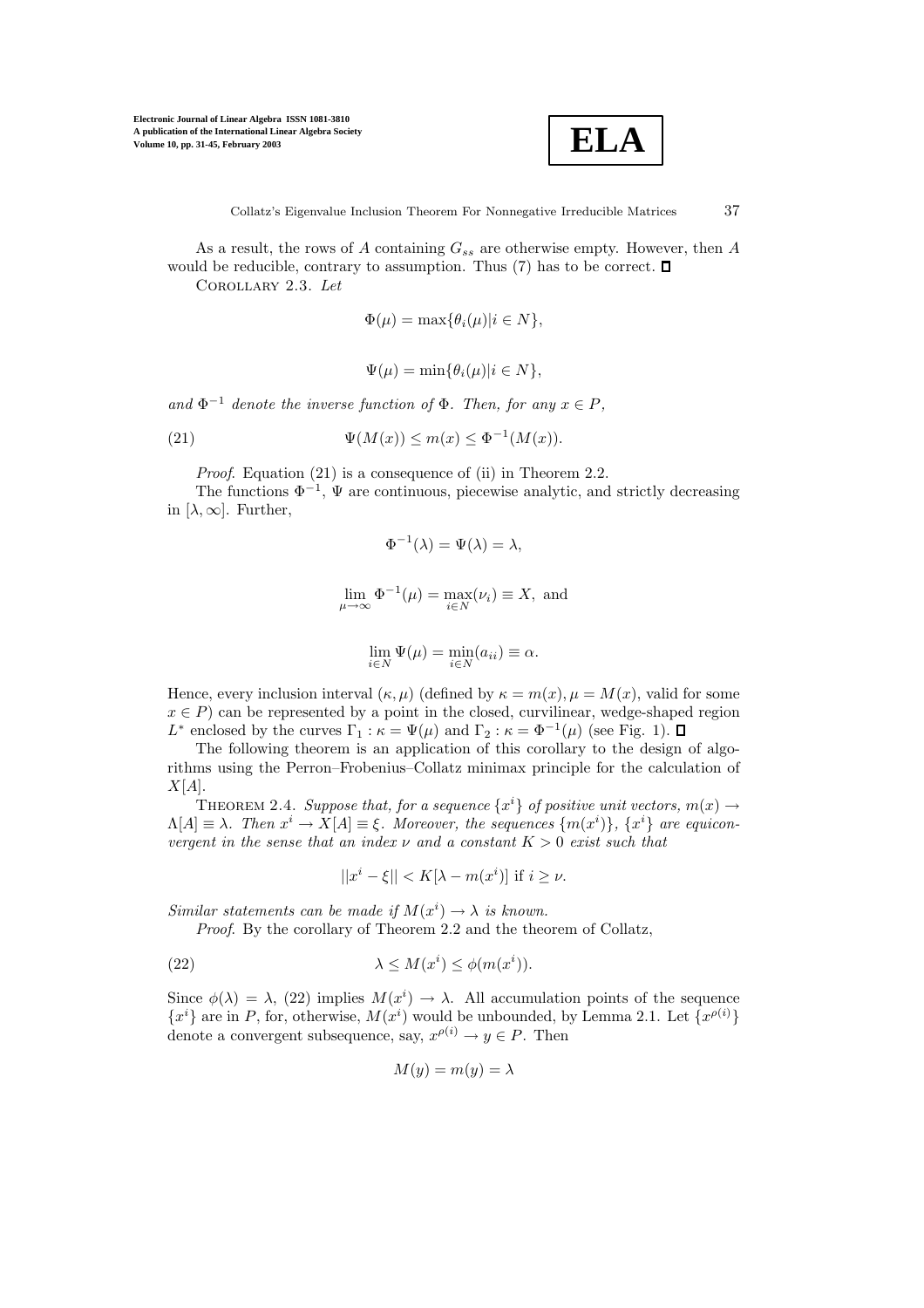As a result, the rows of $A$ containing $G_{ss}$ are otherwise empty. However, then $A$ would be reducible, contrary to assumption. Thus (7) has to be correct. □

COROLLARY 2.3. *Let*

$$\Phi(\mu) = \max\{\theta_i(\mu) | i \in N\},$$

$$\Psi(\mu) = \min\{\theta_i(\mu) | i \in N\},$$

*and $\Phi^{-1}$ denote the inverse function of $\Phi$. Then, for any $x \in P$,*

$$\Psi(M(x)) \leq m(x) \leq \Phi^{-1}(M(x)). \tag{21}$$

*Proof*. Equation (21) is a consequence of (ii) in Theorem 2.2.

The functions $\Phi^{-1}$, $\Psi$ are continuous, piecewise analytic, and strictly decreasing in $[\lambda, \infty]$. Further,

$$\Phi^{-1}(\lambda) = \Psi(\lambda) = \lambda,$$

$$\lim_{\mu \to \infty} \Phi^{-1}(\mu) = \max_{i \in N}(\nu_i) \equiv X, \text{ and}$$

$$\lim_{i \in N} \Psi(\mu) = \min_{i \in N}(a_{ii}) \equiv \alpha.$$

Hence, every inclusion interval $(\kappa, \mu)$ (defined by $\kappa = m(x), \mu = M(x)$, valid for some $x \in P$) can be represented by a point in the closed, curvilinear, wedge-shaped region $L^*$ enclosed by the curves $\Gamma_1 : \kappa = \Psi(\mu)$ and $\Gamma_2 : \kappa = \Phi^{-1}(\mu)$ (see Fig. 1). □

The following theorem is an application of this corollary to the design of algorithms using the Perron–Frobenius–Collatz minimax principle for the calculation of $X[A]$.

THEOREM 2.4. *Suppose that, for a sequence $\{x^i\}$ of positive unit vectors, $m(x) \to \Lambda[A] \equiv \lambda$. Then $x^i \to X[A] \equiv \xi$. Moreover, the sequences $\{m(x^i)\}$, $\{x^i\}$ are equiconvergent in the sense that an index $\nu$ and a constant $K > 0$ exist such that*

$$||x^i - \xi|| < K[\lambda - m(x^i)] \text{ if } i \geq \nu.$$

*Similar statements can be made if $M(x^i) \to \lambda$ is known.*

*Proof*. By the corollary of Theorem 2.2 and the theorem of Collatz,

$$\lambda \leq M(x^i) \leq \phi(m(x^i)). \tag{22}$$

Since $\phi(\lambda) = \lambda$, (22) implies $M(x^i) \to \lambda$. All accumulation points of the sequence $\{x^i\}$ are in $P$, for, otherwise, $M(x^i)$ would be unbounded, by Lemma 2.1. Let $\{x^{\rho(i)}\}$ denote a convergent subsequence, say, $x^{\rho(i)} \to y \in P$. Then

$$M(y) = m(y) = \lambda$$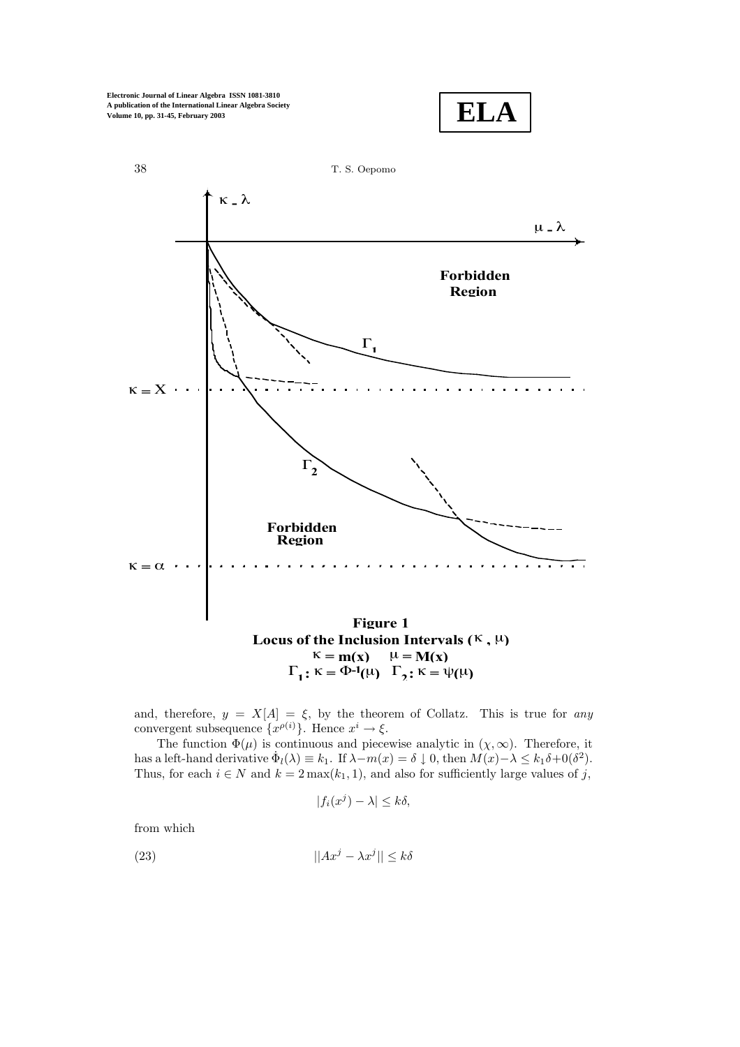**Figure 1**
**Locus of the Inclusion Intervals ($\kappa$, $\mu$)**
$\kappa = \mathbf{m(x)}$ $\quad \mu = \mathbf{M(x)}$
$\Gamma_1 : \kappa = \Phi^{-1}(\mu) \quad \Gamma_2 : \kappa = \psi(\mu)$

and, therefore, $y = X[A] = \xi$, by the theorem of Collatz. This is true for *any* convergent subsequence $\{x^{\rho(i)}\}$. Hence $x^i \to \xi$.

The function $\Phi(\mu)$ is continuous and piecewise analytic in $(\chi, \infty)$. Therefore, it has a left-hand derivative $\dot{\Phi}_l(\lambda) \equiv k_1$. If $\lambda - m(x) = \delta \downarrow 0$, then $M(x) - \lambda \leq k_1\delta + 0(\delta^2)$. Thus, for each $i \in N$ and $k = 2\max(k_1, 1)$, and also for sufficiently large values of $j$,

$$|f_i(x^j) - \lambda| \leq k\delta,$$

from which

$$||Ax^j - \lambda x^j|| \leq k\delta \tag{23}$$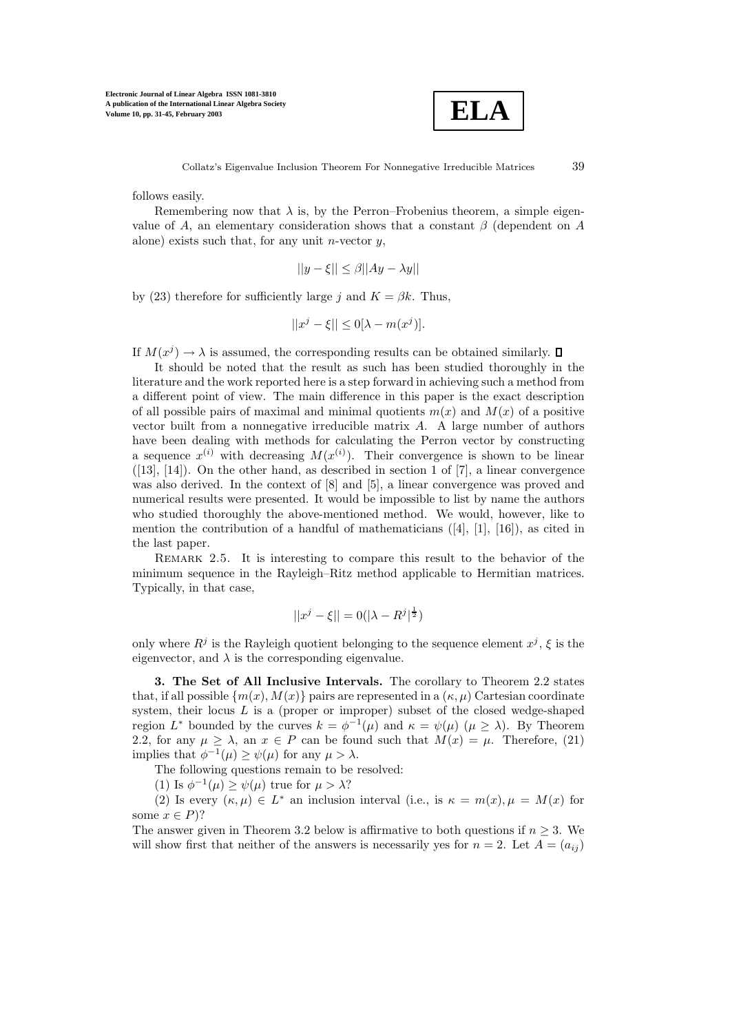follows easily.

Remembering now that $\lambda$ is, by the Perron–Frobenius theorem, a simple eigenvalue of $A$, an elementary consideration shows that a constant $\beta$ (dependent on $A$ alone) exists such that, for any unit $n$-vector $y$,

$$||y - \xi|| \leq \beta ||Ay - \lambda y||$$

by (23) therefore for sufficiently large $j$ and $K = \beta k$. Thus,

$$||x^j - \xi|| \leq 0[\lambda - m(x^j)].$$

If $M(x^j) \to \lambda$ is assumed, the corresponding results can be obtained similarly. ∎

It should be noted that the result as such has been studied thoroughly in the literature and the work reported here is a step forward in achieving such a method from a different point of view. The main difference in this paper is the exact description of all possible pairs of maximal and minimal quotients $m(x)$ and $M(x)$ of a positive vector built from a nonnegative irreducible matrix $A$. A large number of authors have been dealing with methods for calculating the Perron vector by constructing a sequence $x^{(i)}$ with decreasing $M(x^{(i)})$. Their convergence is shown to be linear ([13], [14]). On the other hand, as described in section 1 of [7], a linear convergence was also derived. In the context of [8] and [5], a linear convergence was proved and numerical results were presented. It would be impossible to list by name the authors who studied thoroughly the above-mentioned method. We would, however, like to mention the contribution of a handful of mathematicians ([4], [1], [16]), as cited in the last paper.

Remark 2.5. It is interesting to compare this result to the behavior of the minimum sequence in the Rayleigh–Ritz method applicable to Hermitian matrices. Typically, in that case,

$$||x^j - \xi|| = 0(|\lambda - R^j|^{\frac{1}{2}})$$

only where $R^j$ is the Rayleigh quotient belonging to the sequence element $x^j$, $\xi$ is the eigenvector, and $\lambda$ is the corresponding eigenvalue.

**3. The Set of All Inclusive Intervals.** The corollary to Theorem 2.2 states that, if all possible $\{m(x), M(x)\}$ pairs are represented in a $(\kappa, \mu)$ Cartesian coordinate system, their locus $L$ is a (proper or improper) subset of the closed wedge-shaped region $L^*$ bounded by the curves $k = \phi^{-1}(\mu)$ and $\kappa = \psi(\mu)$ $(\mu \geq \lambda)$. By Theorem 2.2, for any $\mu \geq \lambda$, an $x \in P$ can be found such that $M(x) = \mu$. Therefore, (21) implies that $\phi^{-1}(\mu) \geq \psi(\mu)$ for any $\mu > \lambda$.

The following questions remain to be resolved:

(1) Is $\phi^{-1}(\mu) \geq \psi(\mu)$ true for $\mu > \lambda$?

(2) Is every $(\kappa, \mu) \in L^*$ an inclusion interval (i.e., is $\kappa = m(x), \mu = M(x)$ for some $x \in P$)?

The answer given in Theorem 3.2 below is affirmative to both questions if $n \geq 3$. We will show first that neither of the answers is necessarily yes for $n = 2$. Let $A = (a_{ij})$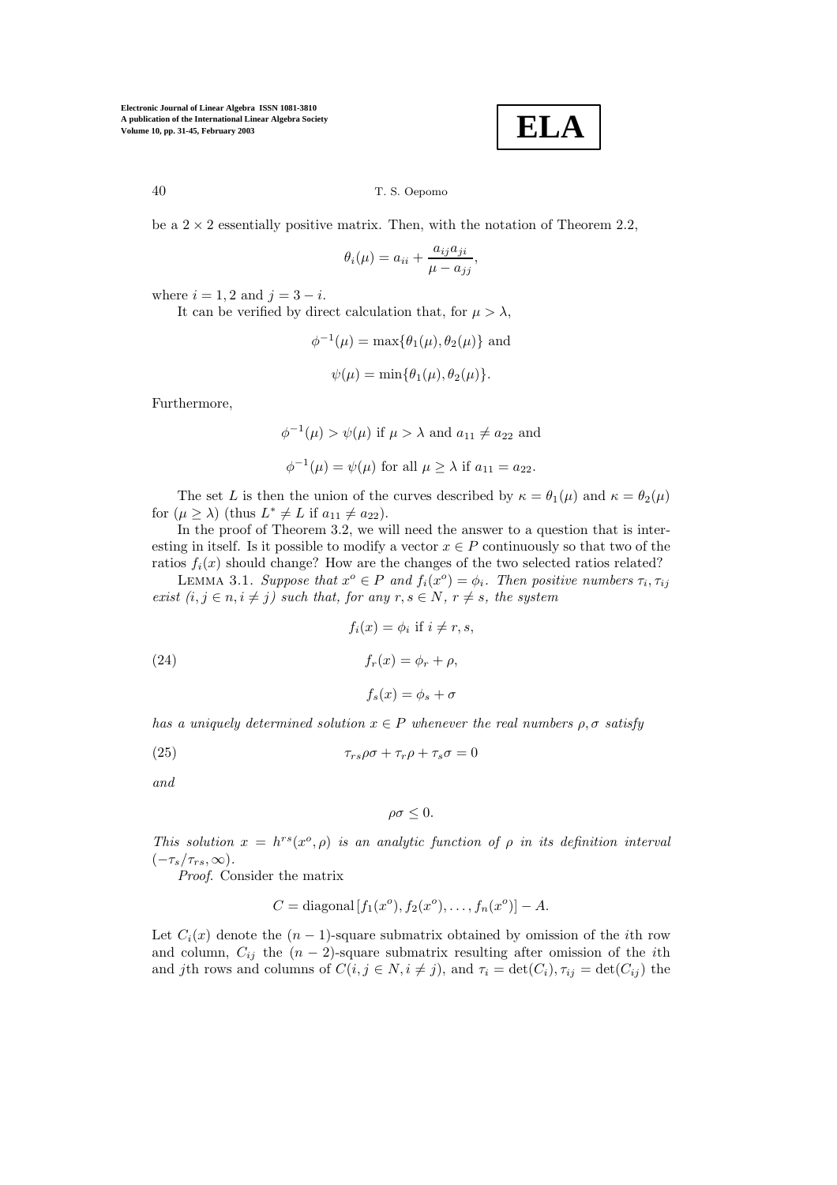be a $2 \times 2$ essentially positive matrix. Then, with the notation of Theorem 2.2,

$$\theta_i(\mu) = a_{ii} + \frac{a_{ij}a_{ji}}{\mu - a_{jj}},$$

where $i = 1, 2$ and $j = 3 - i$.

It can be verified by direct calculation that, for $\mu > \lambda$,

$$\phi^{-1}(\mu) = \max\{\theta_1(\mu), \theta_2(\mu)\} \text{ and}$$

$$\psi(\mu) = \min\{\theta_1(\mu), \theta_2(\mu)\}.$$

Furthermore,

$$\phi^{-1}(\mu) > \psi(\mu) \text{ if } \mu > \lambda \text{ and } a_{11} \neq a_{22} \text{ and}$$

$$\phi^{-1}(\mu) = \psi(\mu) \text{ for all } \mu \geq \lambda \text{ if } a_{11} = a_{22}.$$

The set $L$ is then the union of the curves described by $\kappa = \theta_1(\mu)$ and $\kappa = \theta_2(\mu)$ for $(\mu \geq \lambda)$ (thus $L^* \neq L$ if $a_{11} \neq a_{22}$).

In the proof of Theorem 3.2, we will need the answer to a question that is interesting in itself. Is it possible to modify a vector $x \in P$ continuously so that two of the ratios $f_i(x)$ should change? How are the changes of the two selected ratios related?

LEMMA 3.1. *Suppose that $x^o \in P$ and $f_i(x^o) = \phi_i$. Then positive numbers $\tau_i, \tau_{ij}$ exist $(i, j \in n, i \neq j)$ such that, for any $r, s \in N$, $r \neq s$, the system*

$$
\begin{aligned}
& f_i(x) = \phi_i \text{ if } i \neq r, s, \\
& f_r(x) = \phi_r + \rho, \qquad (24)\\
& f_s(x) = \phi_s + \sigma
\end{aligned}
$$

*has a uniquely determined solution $x \in P$ whenever the real numbers $\rho, \sigma$ satisfy*

$$\tau_{rs}\rho\sigma + \tau_r\rho + \tau_s\sigma = 0 \qquad (25)$$

*and*

$$\rho\sigma \leq 0.$$

*This solution $x = h^{rs}(x^o, \rho)$ is an analytic function of $\rho$ in its definition interval $(-\tau_s/\tau_{rs}, \infty)$.*

*Proof*. Consider the matrix

$$C = \text{diagonal}\,[f_1(x^o), f_2(x^o), \ldots, f_n(x^o)] - A.$$

Let $C_i(x)$ denote the $(n-1)$-square submatrix obtained by omission of the $i$th row and column, $C_{ij}$ the $(n-2)$-square submatrix resulting after omission of the $i$th and $j$th rows and columns of $C (i, j \in N, i \neq j)$, and $\tau_i = \det(C_i), \tau_{ij} = \det(C_{ij})$ the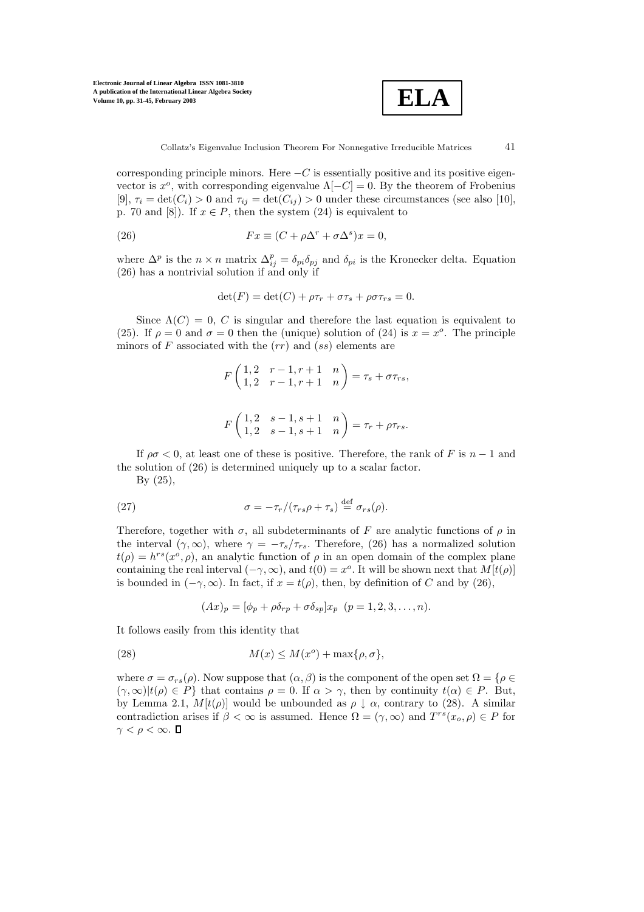corresponding principle minors. Here $-C$ is essentially positive and its positive eigenvector is $x^o$, with corresponding eigenvalue $\Lambda[-C] = 0$. By the theorem of Frobenius [9], $\tau_i = \det(C_i) > 0$ and $\tau_{ij} = \det(C_{ij}) > 0$ under these circumstances (see also [10], p. 70 and [8]). If $x \in P$, then the system (24) is equivalent to

$$Fx \equiv (C + \rho\Delta^r + \sigma\Delta^s)x = 0, \tag{26}$$

where $\Delta^p$ is the $n \times n$ matrix $\Delta^p_{ij} = \delta_{pi}\delta_{pj}$ and $\delta_{pi}$ is the Kronecker delta. Equation (26) has a nontrivial solution if and only if

$$\det(F) = \det(C) + \rho\tau_r + \sigma\tau_s + \rho\sigma\tau_{rs} = 0.$$

Since $\Lambda(C) = 0$, $C$ is singular and therefore the last equation is equivalent to (25). If $\rho = 0$ and $\sigma = 0$ then the (unique) solution of (24) is $x = x^o$. The principle minors of $F$ associated with the $(rr)$ and $(ss)$ elements are

$$F\begin{pmatrix} 1,2 & r-1, r+1 & n \\ 1,2 & r-1, r+1 & n \end{pmatrix} = \tau_s + \sigma\tau_{rs},$$

$$F\begin{pmatrix} 1,2 & s-1, s+1 & n \\ 1,2 & s-1, s+1 & n \end{pmatrix} = \tau_r + \rho\tau_{rs}.$$

If $\rho\sigma < 0$, at least one of these is positive. Therefore, the rank of $F$ is $n-1$ and the solution of (26) is determined uniquely up to a scalar factor.

By (25),

$$\sigma = -\tau_r/(\tau_{rs}\rho + \tau_s) \stackrel{\text{def}}{=} \sigma_{rs}(\rho). \tag{27}$$

Therefore, together with $\sigma$, all subdeterminants of $F$ are analytic functions of $\rho$ in the interval $(\gamma, \infty)$, where $\gamma = -\tau_s/\tau_{rs}$. Therefore, (26) has a normalized solution $t(\rho) = h^{rs}(x^o, \rho)$, an analytic function of $\rho$ in an open domain of the complex plane containing the real interval $(-\gamma, \infty)$, and $t(0) = x^o$. It will be shown next that $M[t(\rho)]$ is bounded in $(-\gamma, \infty)$. In fact, if $x = t(\rho)$, then, by definition of $C$ and by (26),

$$(Ax)_p = [\phi_p + \rho\delta_{rp} + \sigma\delta_{sp}]x_p \ \ (p = 1, 2, 3, \ldots, n).$$

It follows easily from this identity that

$$M(x) \leq M(x^o) + \max\{\rho, \sigma\}, \tag{28}$$

where $\sigma = \sigma_{rs}(\rho)$. Now suppose that $(\alpha, \beta)$ is the component of the open set $\Omega = \{\rho \in (\gamma, \infty) | t(\rho) \in P\}$ that contains $\rho = 0$. If $\alpha > \gamma$, then by continuity $t(\alpha) \in P$. But, by Lemma 2.1, $M[t(\rho)]$ would be unbounded as $\rho \downarrow \alpha$, contrary to (28). A similar contradiction arises if $\beta < \infty$ is assumed. Hence $\Omega = (\gamma, \infty)$ and $T^{rs}(x_o, \rho) \in P$ for $\gamma < \rho < \infty$. □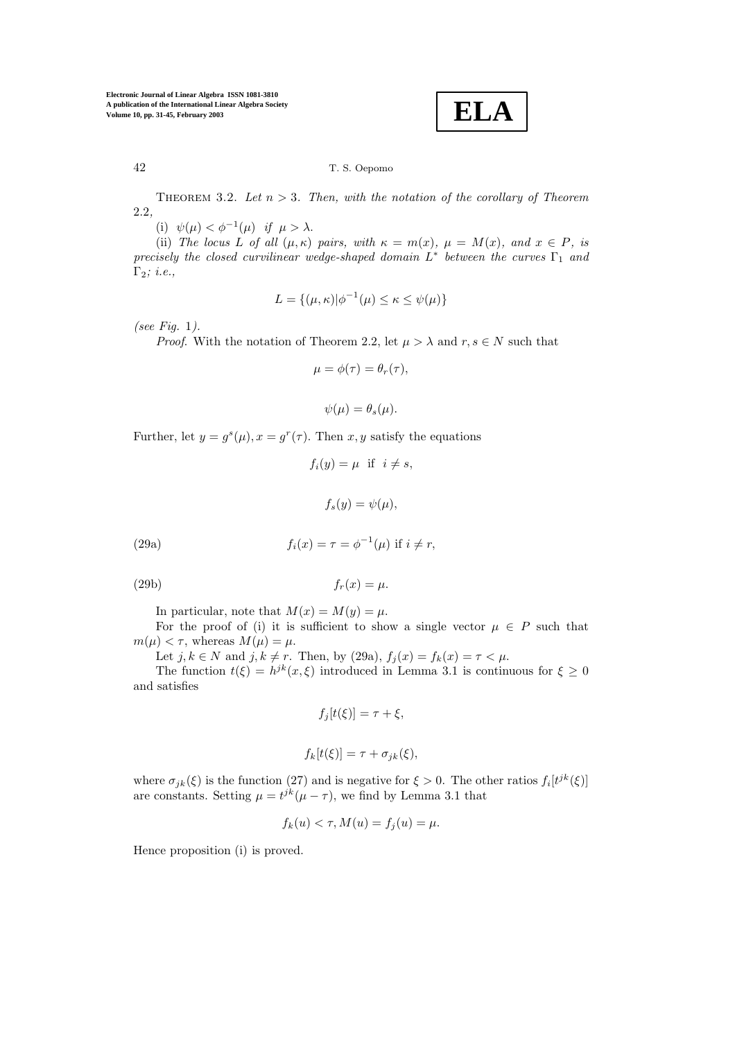THEOREM 3.2. *Let $n > 3$. Then, with the notation of the corollary of Theorem 2.2,*

(i) $\psi(\mu) < \phi^{-1}(\mu)$ *if* $\mu > \lambda$.

(ii) *The locus $L$ of all $(\mu, \kappa)$ pairs, with $\kappa = m(x)$, $\mu = M(x)$, and $x \in P$, is precisely the closed curvilinear wedge-shaped domain $L^*$ between the curves $\Gamma_1$ and $\Gamma_2$; i.e.,*

$$L = \{(\mu, \kappa) | \phi^{-1}(\mu) \leq \kappa \leq \psi(\mu)\}$$

*(see Fig. 1).*

*Proof*. With the notation of Theorem 2.2, let $\mu > \lambda$ and $r, s \in N$ such that

$$\mu = \phi(\tau) = \theta_r(\tau),$$

$$\psi(\mu) = \theta_s(\mu).$$

Further, let $y = g^s(\mu), x = g^r(\tau)$. Then $x, y$ satisfy the equations

$$f_i(y) = \mu \ \text{ if } \ i \neq s,$$

$$f_s(y) = \psi(\mu),$$

$$f_i(x) = \tau = \phi^{-1}(\mu) \text{ if } i \neq r, \tag{29a}$$

$$f_r(x) = \mu. \tag{29b}$$

In particular, note that $M(x) = M(y) = \mu$.

For the proof of (i) it is sufficient to show a single vector $\mu \in P$ such that $m(\mu) < \tau$, whereas $M(\mu) = \mu$.

Let $j, k \in N$ and $j, k \neq r$. Then, by (29a), $f_j(x) = f_k(x) = \tau < \mu$.

The function $t(\xi) = h^{jk}(x, \xi)$ introduced in Lemma 3.1 is continuous for $\xi \geq 0$ and satisfies

$$f_j[t(\xi)] = \tau + \xi,$$

$$f_k[t(\xi)] = \tau + \sigma_{jk}(\xi),$$

where $\sigma_{jk}(\xi)$ is the function (27) and is negative for $\xi > 0$. The other ratios $f_i[t^{jk}(\xi)]$ are constants. Setting $\mu = t^{jk}(\mu - \tau)$, we find by Lemma 3.1 that

$$f_k(u) < \tau, M(u) = f_j(u) = \mu.$$

Hence proposition (i) is proved.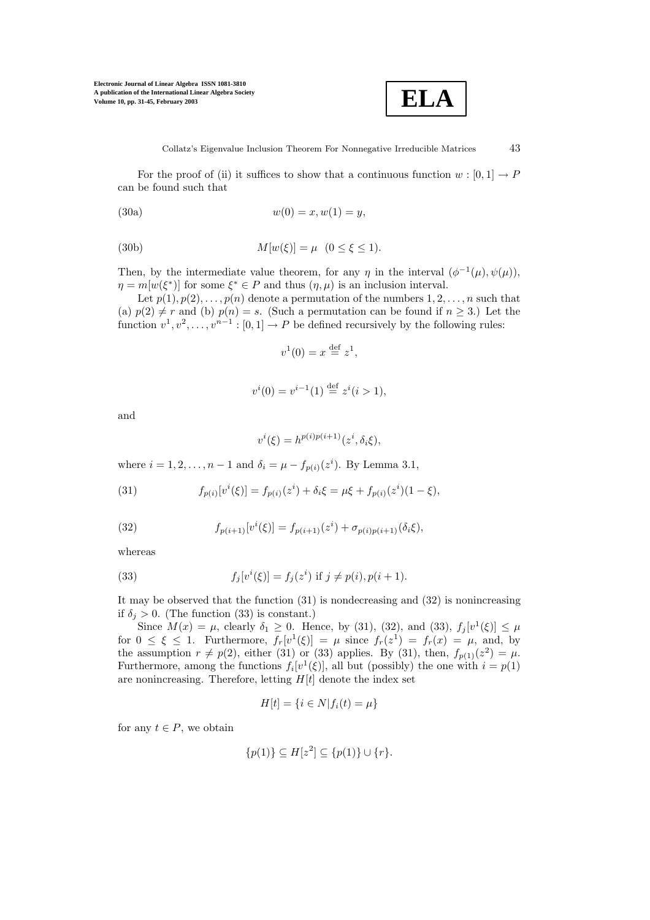For the proof of (ii) it suffices to show that a continuous function $w : [0, 1] \to P$ can be found such that

$$w(0) = x, w(1) = y, \tag{30a}$$

$$M[w(\xi)] = \mu \quad (0 \le \xi \le 1). \tag{30b}$$

Then, by the intermediate value theorem, for any $\eta$ in the interval $(\phi^{-1}(\mu), \psi(\mu))$, $\eta = m[w(\xi^*)]$ for some $\xi^* \in P$ and thus $(\eta, \mu)$ is an inclusion interval.

Let $p(1), p(2), \dots, p(n)$ denote a permutation of the numbers $1, 2, \dots, n$ such that (a) $p(2) \ne r$ and (b) $p(n) = s$. (Such a permutation can be found if $n \ge 3$.) Let the function $v^1, v^2, \dots, v^{n-1} : [0, 1] \to P$ be defined recursively by the following rules:

$$v^1(0) = x \stackrel{\text{def}}{=} z^1,$$

$$v^i(0) = v^{i-1}(1) \stackrel{\text{def}}{=} z^i (i > 1),$$

and

$$v^i(\xi) = h^{p(i)p(i+1)}(z^i, \delta_i \xi),$$

where $i = 1, 2, \dots, n-1$ and $\delta_i = \mu - f_{p(i)}(z^i)$. By Lemma 3.1,

$$f_{p(i)}[v^i(\xi)] = f_{p(i)}(z^i) + \delta_i \xi = \mu \xi + f_{p(i)}(z^i)(1 - \xi), \tag{31}$$

$$f_{p(i+1)}[v^i(\xi)] = f_{p(i+1)}(z^i) + \sigma_{p(i)p(i+1)}(\delta_i \xi), \tag{32}$$

whereas

$$f_j[v^i(\xi)] = f_j(z^i) \text{ if } j \ne p(i), p(i+1). \tag{33}$$

It may be observed that the function (31) is nondecreasing and (32) is nonincreasing if $\delta_j > 0$. (The function (33) is constant.)

Since $M(x) = \mu$, clearly $\delta_1 \ge 0$. Hence, by (31), (32), and (33), $f_j[v^1(\xi)] \le \mu$ for $0 \le \xi \le 1$. Furthermore, $f_r[v^1(\xi)] = \mu$ since $f_r(z^1) = f_r(x) = \mu$, and, by the assumption $r \ne p(2)$, either (31) or (33) applies. By (31), then, $f_{p(1)}(z^2) = \mu$. Furthermore, among the functions $f_i[v^1(\xi)]$, all but (possibly) the one with $i = p(1)$ are nonincreasing. Therefore, letting $H[t]$ denote the index set

$$H[t] = \{i \in N | f_i(t) = \mu\}$$

for any $t \in P$, we obtain

$$\{p(1)\} \subseteq H[z^2] \subseteq \{p(1)\} \cup \{r\}.$$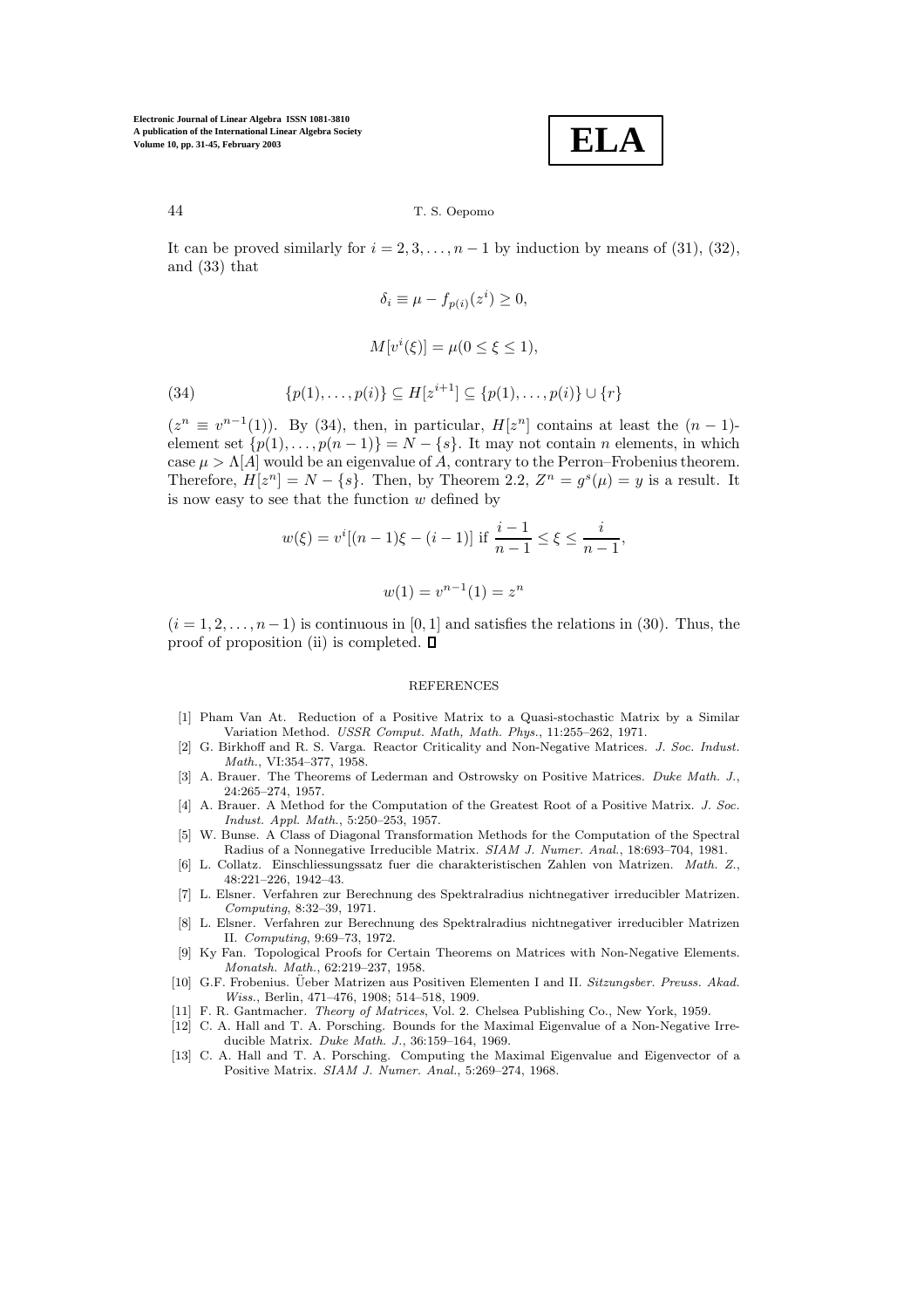It can be proved similarly for $i = 2, 3, \ldots, n-1$ by induction by means of (31), (32), and (33) that

$$\delta_i \equiv \mu - f_{p(i)}(z^i) \geq 0,$$

$$M[v^i(\xi)] = \mu (0 \leq \xi \leq 1),$$

$$\{p(1), \ldots, p(i)\} \subseteq H[z^{i+1}] \subseteq \{p(1), \ldots, p(i)\} \cup \{r\} \tag{34}$$

($z^n \equiv v^{n-1}(1)$). By (34), then, in particular, $H[z^n]$ contains at least the $(n-1)$-element set $\{p(1), \ldots, p(n-1)\} = N - \{s\}$. It may not contain $n$ elements, in which case $\mu > \Lambda[A]$ would be an eigenvalue of $A$, contrary to the Perron–Frobenius theorem. Therefore, $H[z^n] = N - \{s\}$. Then, by Theorem 2.2, $Z^n = g^s(\mu) = y$ is a result. It is now easy to see that the function $w$ defined by

$$w(\xi) = v^i[(n-1)\xi - (i-1)] \text{ if } \frac{i-1}{n-1} \leq \xi \leq \frac{i}{n-1},$$

$$w(1) = v^{n-1}(1) = z^n$$

$(i = 1, 2, \ldots, n-1)$ is continuous in $[0, 1]$ and satisfies the relations in (30). Thus, the proof of proposition (ii) is completed. ☐

## REFERENCES

[1] Pham Van At. Reduction of a Positive Matrix to a Quasi-stochastic Matrix by a Similar Variation Method. *USSR Comput. Math, Math. Phys.*, 11:255–262, 1971.

[2] G. Birkhoff and R. S. Varga. Reactor Criticality and Non-Negative Matrices. *J. Soc. Indust. Math.*, VI:354–377, 1958.

[3] A. Brauer. The Theorems of Lederman and Ostrowsky on Positive Matrices. *Duke Math. J.*, 24:265–274, 1957.

[4] A. Brauer. A Method for the Computation of the Greatest Root of a Positive Matrix. *J. Soc. Indust. Appl. Math.*, 5:250–253, 1957.

[5] W. Bunse. A Class of Diagonal Transformation Methods for the Computation of the Spectral Radius of a Nonnegative Irreducible Matrix. *SIAM J. Numer. Anal.*, 18:693–704, 1981.

[6] L. Collatz. Einschliessungssatz fuer die charakteristischen Zahlen von Matrizen. *Math. Z.*, 48:221–226, 1942–43.

[7] L. Elsner. Verfahren zur Berechnung des Spektralradius nichtnegativer irreducibler Matrizen. *Computing*, 8:32–39, 1971.

[8] L. Elsner. Verfahren zur Berechnung des Spektralradius nichtnegativer irreducibler Matrizen II. *Computing*, 9:69–73, 1972.

[9] Ky Fan. Topological Proofs for Certain Theorems on Matrices with Non-Negative Elements. *Monatsh. Math.*, 62:219–237, 1958.

[10] G.F. Frobenius. Üeber Matrizen aus Positiven Elementen I and II. *Sitzungsber. Preuss. Akad. Wiss.*, Berlin, 471–476, 1908; 514–518, 1909.

[11] F. R. Gantmacher. *Theory of Matrices*, Vol. 2. Chelsea Publishing Co., New York, 1959.

[12] C. A. Hall and T. A. Porsching. Bounds for the Maximal Eigenvalue of a Non-Negative Irreducible Matrix. *Duke Math. J.*, 36:159–164, 1969.

[13] C. A. Hall and T. A. Porsching. Computing the Maximal Eigenvalue and Eigenvector of a Positive Matrix. *SIAM J. Numer. Anal.*, 5:269–274, 1968.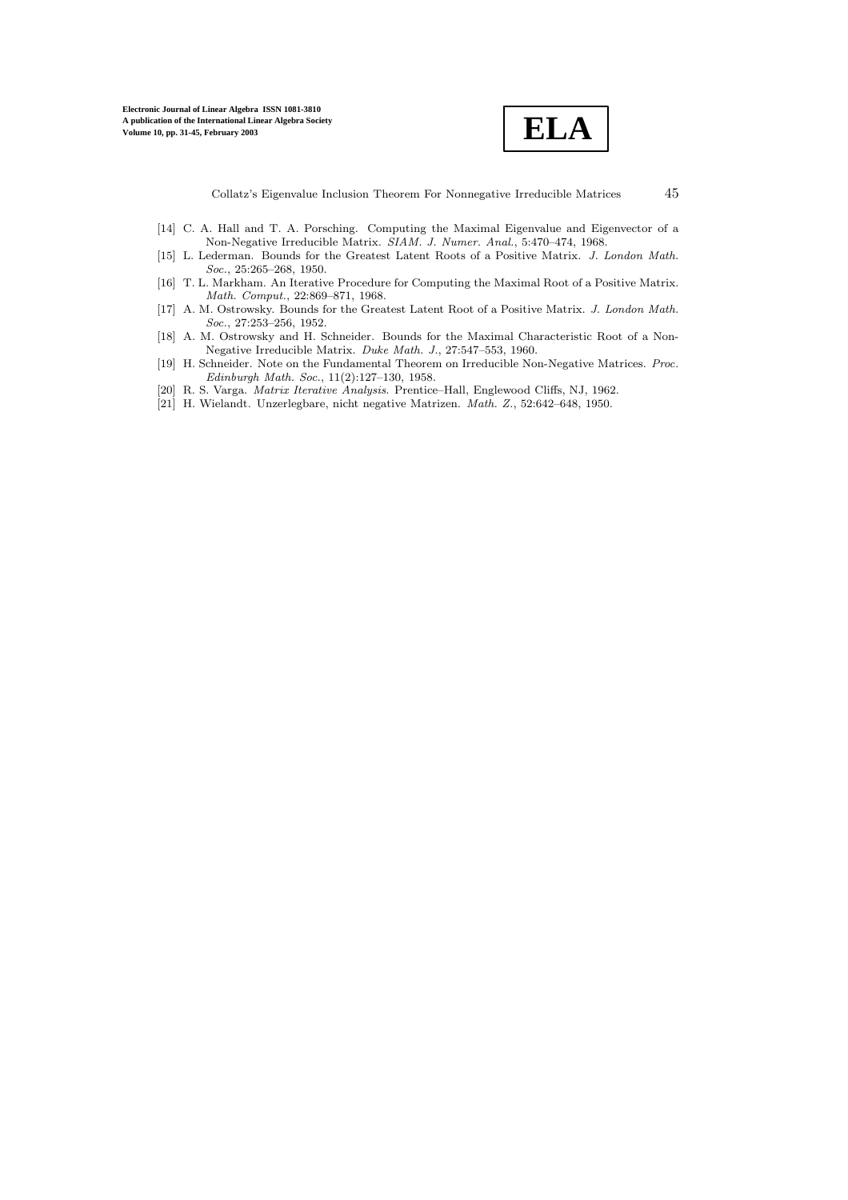[14] C. A. Hall and T. A. Porsching. Computing the Maximal Eigenvalue and Eigenvector of a Non-Negative Irreducible Matrix. *SIAM. J. Numer. Anal.*, 5:470–474, 1968.

[15] L. Lederman. Bounds for the Greatest Latent Roots of a Positive Matrix. *J. London Math. Soc.*, 25:265–268, 1950.

[16] T. L. Markham. An Iterative Procedure for Computing the Maximal Root of a Positive Matrix. *Math. Comput.*, 22:869–871, 1968.

[17] A. M. Ostrowsky. Bounds for the Greatest Latent Root of a Positive Matrix. *J. London Math. Soc.*, 27:253–256, 1952.

[18] A. M. Ostrowsky and H. Schneider. Bounds for the Maximal Characteristic Root of a Non-Negative Irreducible Matrix. *Duke Math. J.*, 27:547–553, 1960.

[19] H. Schneider. Note on the Fundamental Theorem on Irreducible Non-Negative Matrices. *Proc. Edinburgh Math. Soc.*, 11(2):127–130, 1958.

[20] R. S. Varga. *Matrix Iterative Analysis.* Prentice–Hall, Englewood Cliffs, NJ, 1962.

[21] H. Wielandt. Unzerlegbare, nicht negative Matrizen. *Math. Z.*, 52:642–648, 1950.